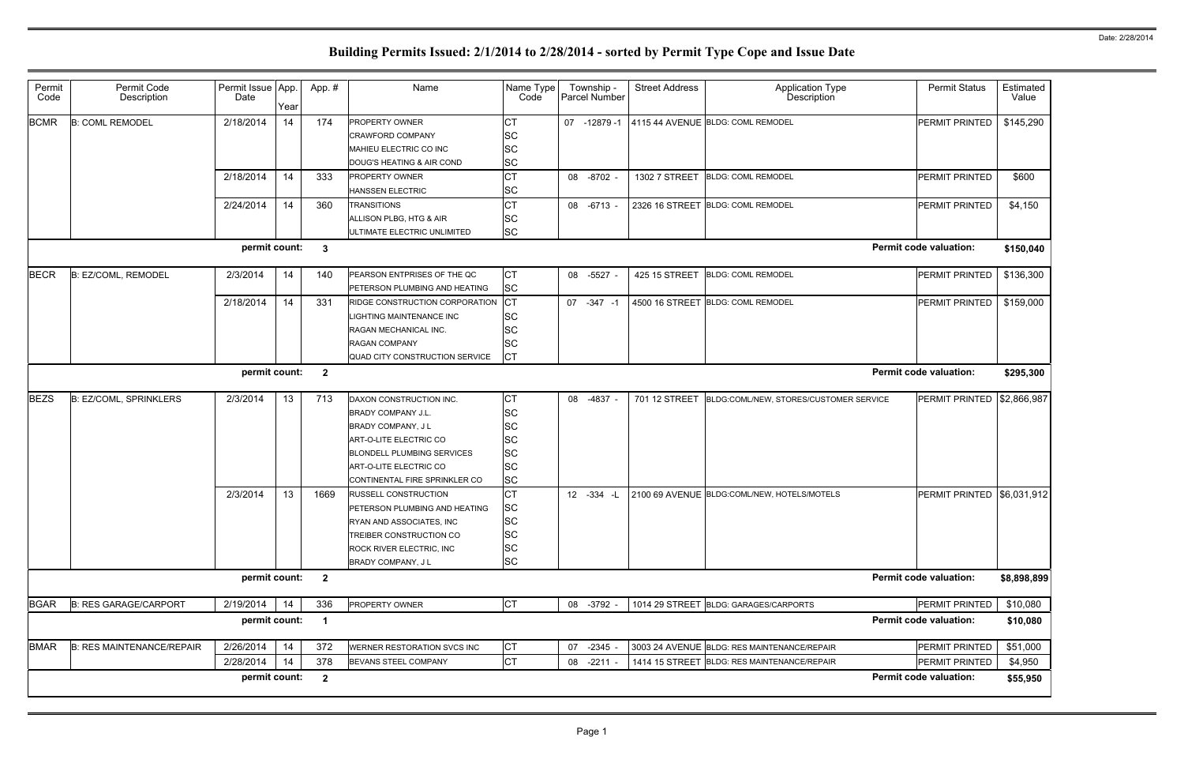# Building Permits Issued: 2/1/2014 to 2/28/2014 - sorted by Permit Type Cope and Issue Date

| Permit Code | Permit Code Description | Permit Issue Date | App. Year | App. # | Name | Name Type Code | Township - Parcel Number | Street Address | Application Type Description | Permit Status | Estimated Value |
|---|---|---|---|---|---|---|---|---|---|---|---|
| BCMR | B: COML REMODEL | 2/18/2014 | 14 | 174 | PROPERTY OWNER | CT | 07 -12879 -1 | 4115 44 AVENUE | BLDG: COML REMODEL | PERMIT PRINTED | $145,290 |
| | | | | | CRAWFORD COMPANY | SC | | | | | |
| | | | | | MAHIEU ELECTRIC CO INC | SC | | | | | |
| | | | | | DOUG'S HEATING & AIR COND | SC | | | | | |
| | | 2/18/2014 | 14 | 333 | PROPERTY OWNER | CT | 08 -8702 - | 1302 7 STREET | BLDG: COML REMODEL | PERMIT PRINTED | $600 |
| | | | | | HANSSEN ELECTRIC | SC | | | | | |
| | | 2/24/2014 | 14 | 360 | TRANSITIONS | CT | 08 -6713 - | 2326 16 STREET | BLDG: COML REMODEL | PERMIT PRINTED | $4,150 |
| | | | | | ALLISON PLBG, HTG & AIR | SC | | | | | |
| | | | | | ULTIMATE ELECTRIC UNLIMITED | SC | | | | | |
| | | **permit count:** | | **3** | | | | | | **Permit code valuation:** | **$150,040** |
| BECR | B: EZ/COML, REMODEL | 2/3/2014 | 14 | 140 | PEARSON ENTPRISES OF THE QC | CT | 08 -5527 - | 425 15 STREET | BLDG: COML REMODEL | PERMIT PRINTED | $136,300 |
| | | | | | PETERSON PLUMBING AND HEATING | SC | | | | | |
| | | 2/18/2014 | 14 | 331 | RIDGE CONSTRUCTION CORPORATION | CT | 07 -347 -1 | 4500 16 STREET | BLDG: COML REMODEL | PERMIT PRINTED | $159,000 |
| | | | | | LIGHTING MAINTENANCE INC | SC | | | | | |
| | | | | | RAGAN MECHANICAL INC. | SC | | | | | |
| | | | | | RAGAN COMPANY | SC | | | | | |
| | | | | | QUAD CITY CONSTRUCTION SERVICE | CT | | | | | |
| | | **permit count:** | | **2** | | | | | | **Permit code valuation:** | **$295,300** |
| BEZS | B: EZ/COML, SPRINKLERS | 2/3/2014 | 13 | 713 | DAXON CONSTRUCTION INC. | CT | 08 -4837 - | 701 12 STREET | BLDG:COML/NEW, STORES/CUSTOMER SERVICE | PERMIT PRINTED | $2,866,987 |
| | | | | | BRADY COMPANY J.L. | SC | | | | | |
| | | | | | BRADY COMPANY, J L | SC | | | | | |
| | | | | | ART-O-LITE ELECTRIC CO | SC | | | | | |
| | | | | | BLONDELL PLUMBING SERVICES | SC | | | | | |
| | | | | | ART-O-LITE ELECTRIC CO | SC | | | | | |
| | | | | | CONTINENTAL FIRE SPRINKLER CO | SC | | | | | |
| | | 2/3/2014 | 13 | 1669 | RUSSELL CONSTRUCTION | CT | 12 -334 -L | 2100 69 AVENUE | BLDG:COML/NEW, HOTELS/MOTELS | PERMIT PRINTED | $6,031,912 |
| | | | | | PETERSON PLUMBING AND HEATING | SC | | | | | |
| | | | | | RYAN AND ASSOCIATES, INC | SC | | | | | |
| | | | | | TREIBER CONSTRUCTION CO | SC | | | | | |
| | | | | | ROCK RIVER ELECTRIC, INC | SC | | | | | |
| | | | | | BRADY COMPANY, J L | SC | | | | | |
| | | **permit count:** | | **2** | | | | | | **Permit code valuation:** | **$8,898,899** |
| BGAR | B: RES GARAGE/CARPORT | 2/19/2014 | 14 | 336 | PROPERTY OWNER | CT | 08 -3792 - | 1014 29 STREET | BLDG: GARAGES/CARPORTS | PERMIT PRINTED | $10,080 |
| | | **permit count:** | | **1** | | | | | | **Permit code valuation:** | **$10,080** |
| BMAR | B: RES MAINTENANCE/REPAIR | 2/26/2014 | 14 | 372 | WERNER RESTORATION SVCS INC | CT | 07 -2345 - | 3003 24 AVENUE | BLDG: RES MAINTENANCE/REPAIR | PERMIT PRINTED | $51,000 |
| | | 2/28/2014 | 14 | 378 | BEVANS STEEL COMPANY | CT | 08 -2211 - | 1414 15 STREET | BLDG: RES MAINTENANCE/REPAIR | PERMIT PRINTED | $4,950 |
| | | **permit count:** | | **2** | | | | | | **Permit code valuation:** | **$55,950** |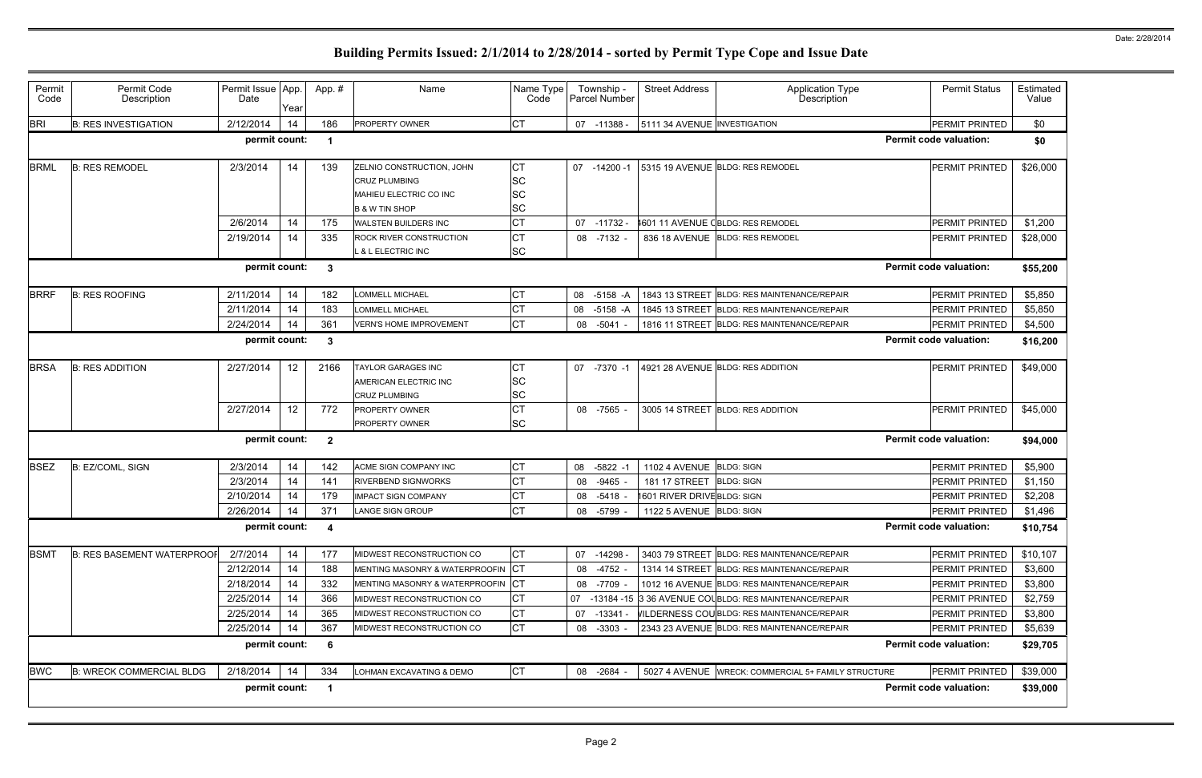# Building Permits Issued: 2/1/2014 to 2/28/2014 - sorted by Permit Type Cope and Issue Date

| Permit Code | Permit Code Description | Permit Issue Date | App. Year | App. # | Name | Name Type Code | Township - Parcel Number | Street Address | Application Type Description | Permit Status | Estimated Value |
|---|---|---|---|---|---|---|---|---|---|---|---|
| BRI | B: RES INVESTIGATION | 2/12/2014 | 14 | 186 | PROPERTY OWNER | CT | 07 -11388 - | 5111 34 AVENUE | INVESTIGATION | PERMIT PRINTED | $0 |
| | | permit count: | | 1 | | | | | | Permit code valuation: | $0 |
| BRML | B: RES REMODEL | 2/3/2014 | 14 | 139 | ZELNIO CONSTRUCTION, JOHN | CT | 07 -14200 -1 | 5315 19 AVENUE | BLDG: RES REMODEL | PERMIT PRINTED | $26,000 |
| | | | | | CRUZ PLUMBING | SC | | | | | |
| | | | | | MAHIEU ELECTRIC CO INC | SC | | | | | |
| | | | | | B & W TIN SHOP | SC | | | | | |
| | | 2/6/2014 | 14 | 175 | WALSTEN BUILDERS INC | CT | 07 -11732 - | 4601 11 AVENUE C | BLDG: RES REMODEL | PERMIT PRINTED | $1,200 |
| | | 2/19/2014 | 14 | 335 | ROCK RIVER CONSTRUCTION | CT | 08 -7132 - | 836 18 AVENUE | BLDG: RES REMODEL | PERMIT PRINTED | $28,000 |
| | | | | | L & L ELECTRIC INC | SC | | | | | |
| | | permit count: | | 3 | | | | | | Permit code valuation: | $55,200 |
| BRRF | B: RES ROOFING | 2/11/2014 | 14 | 182 | LOMMELL MICHAEL | CT | 08 -5158 -A | 1843 13 STREET | BLDG: RES MAINTENANCE/REPAIR | PERMIT PRINTED | $5,850 |
| | | 2/11/2014 | 14 | 183 | LOMMELL MICHAEL | CT | 08 -5158 -A | 1845 13 STREET | BLDG: RES MAINTENANCE/REPAIR | PERMIT PRINTED | $5,850 |
| | | 2/24/2014 | 14 | 361 | VERN'S HOME IMPROVEMENT | CT | 08 -5041 - | 1816 11 STREET | BLDG: RES MAINTENANCE/REPAIR | PERMIT PRINTED | $4,500 |
| | | permit count: | | 3 | | | | | | Permit code valuation: | $16,200 |
| BRSA | B: RES ADDITION | 2/27/2014 | 12 | 2166 | TAYLOR GARAGES INC | CT | 07 -7370 -1 | 4921 28 AVENUE | BLDG: RES ADDITION | PERMIT PRINTED | $49,000 |
| | | | | | AMERICAN ELECTRIC INC | SC | | | | | |
| | | | | | CRUZ PLUMBING | SC | | | | | |
| | | 2/27/2014 | 12 | 772 | PROPERTY OWNER | CT | 08 -7565 - | 3005 14 STREET | BLDG: RES ADDITION | PERMIT PRINTED | $45,000 |
| | | | | | PROPERTY OWNER | SC | | | | | |
| | | permit count: | | 2 | | | | | | Permit code valuation: | $94,000 |
| BSEZ | B: EZ/COML, SIGN | 2/3/2014 | 14 | 142 | ACME SIGN COMPANY INC | CT | 08 -5822 -1 | 1102 4 AVENUE | BLDG: SIGN | PERMIT PRINTED | $5,900 |
| | | 2/3/2014 | 14 | 141 | RIVERBEND SIGNWORKS | CT | 08 -9465 - | 181 17 STREET | BLDG: SIGN | PERMIT PRINTED | $1,150 |
| | | 2/10/2014 | 14 | 179 | IMPACT SIGN COMPANY | CT | 08 -5418 - | 1601 RIVER DRIVE | BLDG: SIGN | PERMIT PRINTED | $2,208 |
| | | 2/26/2014 | 14 | 371 | LANGE SIGN GROUP | CT | 08 -5799 - | 1122 5 AVENUE | BLDG: SIGN | PERMIT PRINTED | $1,496 |
| | | permit count: | | 4 | | | | | | Permit code valuation: | $10,754 |
| BSMT | B: RES BASEMENT WATERPROOF | 2/7/2014 | 14 | 177 | MIDWEST RECONSTRUCTION CO | CT | 07 -14298 - | 3403 79 STREET | BLDG: RES MAINTENANCE/REPAIR | PERMIT PRINTED | $10,107 |
| | | 2/12/2014 | 14 | 188 | MENTING MASONRY & WATERPROOFIN | CT | 08 -4752 - | 1314 14 STREET | BLDG: RES MAINTENANCE/REPAIR | PERMIT PRINTED | $3,600 |
| | | 2/18/2014 | 14 | 332 | MENTING MASONRY & WATERPROOFIN | CT | 08 -7709 - | 1012 16 AVENUE | BLDG: RES MAINTENANCE/REPAIR | PERMIT PRINTED | $3,800 |
| | | 2/25/2014 | 14 | 366 | MIDWEST RECONSTRUCTION CO | CT | 07 -13184 -15 | 3 36 AVENUE COU | BLDG: RES MAINTENANCE/REPAIR | PERMIT PRINTED | $2,759 |
| | | 2/25/2014 | 14 | 365 | MIDWEST RECONSTRUCTION CO | CT | 07 -13341 - | WILDERNESS COU | BLDG: RES MAINTENANCE/REPAIR | PERMIT PRINTED | $3,800 |
| | | 2/25/2014 | 14 | 367 | MIDWEST RECONSTRUCTION CO | CT | 08 -3303 - | 2343 23 AVENUE | BLDG: RES MAINTENANCE/REPAIR | PERMIT PRINTED | $5,639 |
| | | permit count: | | 6 | | | | | | Permit code valuation: | $29,705 |
| BWC | B: WRECK COMMERCIAL BLDG | 2/18/2014 | 14 | 334 | LOHMAN EXCAVATING & DEMO | CT | 08 -2684 - | 5027 4 AVENUE | WRECK: COMMERCIAL 5+ FAMILY STRUCTURE | PERMIT PRINTED | $39,000 |
| | | permit count: | | 1 | | | | | | Permit code valuation: | $39,000 |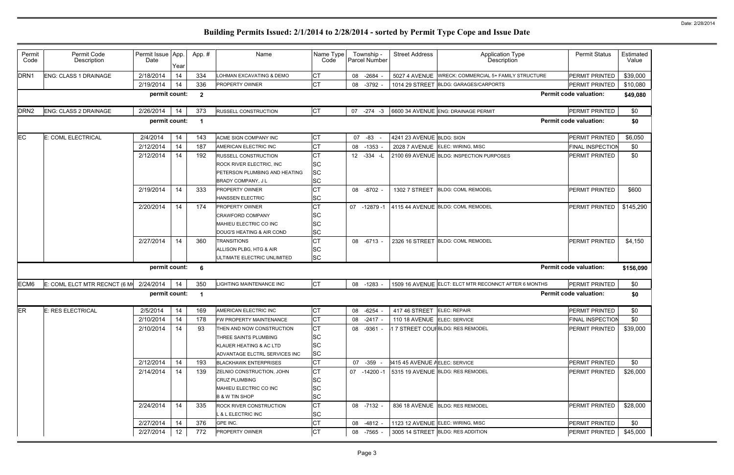# Building Permits Issued: 2/1/2014 to 2/28/2014 - sorted by Permit Type Cope and Issue Date

| Permit Code | Permit Code Description | Permit Issue Date | App. Year | App. # | Name | Name Type Code | Township - Parcel Number | Street Address | Application Type Description | Permit Status | Estimated Value |
|---|---|---|---|---|---|---|---|---|---|---|---|
| DRN1 | ENG: CLASS 1 DRAINAGE | 2/18/2014 | 14 | 334 | LOHMAN EXCAVATING & DEMO | CT | 08 -2684 - | 5027 4 AVENUE | WRECK: COMMERCIAL 5+ FAMILY STRUCTURE | PERMIT PRINTED | $39,000 |
| | | 2/19/2014 | 14 | 336 | PROPERTY OWNER | CT | 08 -3792 - | 1014 29 STREET | BLDG: GARAGES/CARPORTS | PERMIT PRINTED | $10,080 |
| | | permit count: | | 2 | | | | | | Permit code valuation: | $49,080 |
| DRN2 | ENG: CLASS 2 DRAINAGE | 2/26/2014 | 14 | 373 | RUSSELL CONSTRUCTION | CT | 07 -274 -3 | 6600 34 AVENUE | ENG: DRAINAGE PERMIT | PERMIT PRINTED | $0 |
| | | permit count: | | 1 | | | | | | Permit code valuation: | $0 |
| EC | E: COML ELECTRICAL | 2/4/2014 | 14 | 143 | ACME SIGN COMPANY INC | CT | 07 -83 - | 4241 23 AVENUE | BLDG: SIGN | PERMIT PRINTED | $6,050 |
| | | 2/12/2014 | 14 | 187 | AMERICAN ELECTRIC INC | CT | 08 -1353 - | 2028 7 AVENUE | ELEC: WIRING, MISC | FINAL INSPECTION | $0 |
| | | 2/12/2014 | 14 | 192 | RUSSELL CONSTRUCTION | CT | 12 -334 -L | 2100 69 AVENUE | BLDG: INSPECTION PURPOSES | PERMIT PRINTED | $0 |
| | | | | | ROCK RIVER ELECTRIC, INC | SC | | | | | |
| | | | | | PETERSON PLUMBING AND HEATING | SC | | | | | |
| | | | | | BRADY COMPANY, J L | SC | | | | | |
| | | 2/19/2014 | 14 | 333 | PROPERTY OWNER | CT | 08 -8702 - | 1302 7 STREET | BLDG: COML REMODEL | PERMIT PRINTED | $600 |
| | | | | | HANSSEN ELECTRIC | SC | | | | | |
| | | 2/20/2014 | 14 | 174 | PROPERTY OWNER | CT | 07 -12879 -1 | 4115 44 AVENUE | BLDG: COML REMODEL | PERMIT PRINTED | $145,290 |
| | | | | | CRAWFORD COMPANY | SC | | | | | |
| | | | | | MAHIEU ELECTRIC CO INC | SC | | | | | |
| | | | | | DOUG'S HEATING & AIR COND | SC | | | | | |
| | | 2/27/2014 | 14 | 360 | TRANSITIONS | CT | 08 -6713 - | 2326 16 STREET | BLDG: COML REMODEL | PERMIT PRINTED | $4,150 |
| | | | | | ALLISON PLBG, HTG & AIR | SC | | | | | |
| | | | | | ULTIMATE ELECTRIC UNLIMITED | SC | | | | | |
| | | permit count: | | 6 | | | | | | Permit code valuation: | $156,090 |
| ECM6 | E: COML ELCT MTR RECNCT (6 M | 2/24/2014 | 14 | 350 | LIGHTING MAINTENANCE INC | CT | 08 -1283 - | 1509 16 AVENUE | ELCT: ELCT MTR RECONNCT AFTER 6 MONTHS | PERMIT PRINTED | $0 |
| | | permit count: | | 1 | | | | | | Permit code valuation: | $0 |
| ER | E: RES ELECTRICAL | 2/5/2014 | 14 | 169 | AMERICAN ELECTRIC INC | CT | 08 -6254 - | 417 46 STREET | ELEC: REPAIR | PERMIT PRINTED | $0 |
| | | 2/10/2014 | 14 | 178 | FW PROPERTY MAINTENANCE | CT | 08 -2417 - | 110 18 AVENUE | ELEC: SERVICE | FINAL INSPECTION | $0 |
| | | 2/10/2014 | 14 | 93 | THEN AND NOW CONSTRUCTION | CT | 08 -9361 - | 1 7 STREET COUF | BLDG: RES REMODEL | PERMIT PRINTED | $39,000 |
| | | | | | THREE SAINTS PLUMBING | SC | | | | | |
| | | | | | KLAUER HEATING & AC LTD | SC | | | | | |
| | | | | | ADVANTAGE ELCTRL SERVICES INC | SC | | | | | |
| | | 2/12/2014 | 14 | 193 | BLACKHAWK ENTERPRISES | CT | 07 -359 - | 3415 45 AVENUE A | ELEC: SERVICE | PERMIT PRINTED | $0 |
| | | 2/14/2014 | 14 | 139 | ZELNIO CONSTRUCTION, JOHN | CT | 07 -14200 -1 | 5315 19 AVENUE | BLDG: RES REMODEL | PERMIT PRINTED | $26,000 |
| | | | | | CRUZ PLUMBING | SC | | | | | |
| | | | | | MAHIEU ELECTRIC CO INC | SC | | | | | |
| | | | | | B & W TIN SHOP | SC | | | | | |
| | | 2/24/2014 | 14 | 335 | ROCK RIVER CONSTRUCTION | CT | 08 -7132 - | 836 18 AVENUE | BLDG: RES REMODEL | PERMIT PRINTED | $28,000 |
| | | | | | L & L ELECTRIC INC | SC | | | | | |
| | | 2/27/2014 | 14 | 376 | GPE INC. | CT | 08 -4812 - | 1123 12 AVENUE | ELEC: WIRING, MISC | PERMIT PRINTED | $0 |
| | | 2/27/2014 | 12 | 772 | PROPERTY OWNER | CT | 08 -7565 - | 3005 14 STREET | BLDG: RES ADDITION | PERMIT PRINTED | $45,000 |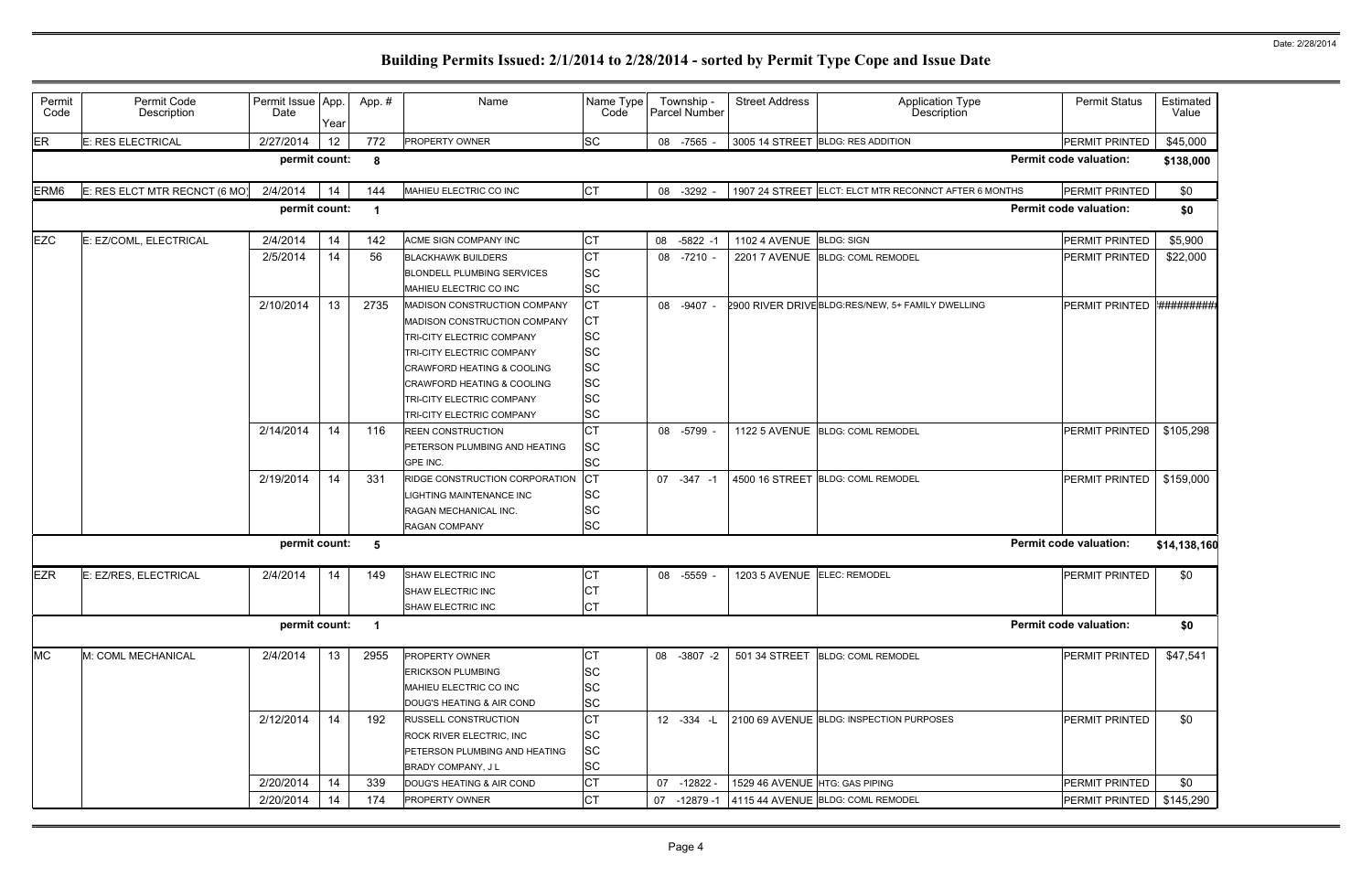# Building Permits Issued: 2/1/2014 to 2/28/2014 - sorted by Permit Type Cope and Issue Date

Date: 2/28/2014

| Permit Code | Permit Code Description | Permit Issue Date | App. Year | App. # | Name | Name Type Code | Township - Parcel Number | Street Address | Application Type Description | Permit Status | Estimated Value |
|---|---|---|---|---|---|---|---|---|---|---|---|
| ER | E: RES ELECTRICAL | 2/27/2014 | 12 | 772 | PROPERTY OWNER | SC | 08 -7565 - | 3005 14 STREET | BLDG: RES ADDITION | PERMIT PRINTED | $45,000 |
| | | permit count: | | 8 | | | | | | Permit code valuation: | $138,000 |
| ERM6 | E: RES ELCT MTR RECNCT (6 MO) | 2/4/2014 | 14 | 144 | MAHIEU ELECTRIC CO INC | CT | 08 -3292 - | 1907 24 STREET | ELCT: ELCT MTR RECONNCT AFTER 6 MONTHS | PERMIT PRINTED | $0 |
| | | permit count: | | 1 | | | | | | Permit code valuation: | $0 |
| EZC | E: EZ/COML, ELECTRICAL | 2/4/2014 | 14 | 142 | ACME SIGN COMPANY INC | CT | 08 -5822 -1 | 1102 4 AVENUE | BLDG: SIGN | PERMIT PRINTED | $5,900 |
| | | 2/5/2014 | 14 | 56 | BLACKHAWK BUILDERS | CT | 08 -7210 - | 2201 7 AVENUE | BLDG: COML REMODEL | PERMIT PRINTED | $22,000 |
| | | | | | BLONDELL PLUMBING SERVICES | SC | | | | | |
| | | | | | MAHIEU ELECTRIC CO INC | SC | | | | | |
| | | 2/10/2014 | 13 | 2735 | MADISON CONSTRUCTION COMPANY | CT | 08 -9407 - | 2900 RIVER DRIVE | BLDG:RES/NEW, 5+ FAMILY DWELLING | PERMIT PRINTED | ########## |
| | | | | | MADISON CONSTRUCTION COMPANY | CT | | | | | |
| | | | | | TRI-CITY ELECTRIC COMPANY | SC | | | | | |
| | | | | | TRI-CITY ELECTRIC COMPANY | SC | | | | | |
| | | | | | CRAWFORD HEATING & COOLING | SC | | | | | |
| | | | | | CRAWFORD HEATING & COOLING | SC | | | | | |
| | | | | | TRI-CITY ELECTRIC COMPANY | SC | | | | | |
| | | | | | TRI-CITY ELECTRIC COMPANY | SC | | | | | |
| | | 2/14/2014 | 14 | 116 | REEN CONSTRUCTION | CT | 08 -5799 - | 1122 5 AVENUE | BLDG: COML REMODEL | PERMIT PRINTED | $105,298 |
| | | | | | PETERSON PLUMBING AND HEATING | SC | | | | | |
| | | | | | GPE INC. | SC | | | | | |
| | | 2/19/2014 | 14 | 331 | RIDGE CONSTRUCTION CORPORATION | CT | 07 -347 -1 | 4500 16 STREET | BLDG: COML REMODEL | PERMIT PRINTED | $159,000 |
| | | | | | LIGHTING MAINTENANCE INC | SC | | | | | |
| | | | | | RAGAN MECHANICAL INC. | SC | | | | | |
| | | | | | RAGAN COMPANY | SC | | | | | |
| | | permit count: | | 5 | | | | | | Permit code valuation: | $14,138,160 |
| EZR | E: EZ/RES, ELECTRICAL | 2/4/2014 | 14 | 149 | SHAW ELECTRIC INC | CT | 08 -5559 - | 1203 5 AVENUE | ELEC: REMODEL | PERMIT PRINTED | $0 |
| | | | | | SHAW ELECTRIC INC | CT | | | | | |
| | | | | | SHAW ELECTRIC INC | CT | | | | | |
| | | permit count: | | 1 | | | | | | Permit code valuation: | $0 |
| MC | M: COML MECHANICAL | 2/4/2014 | 13 | 2955 | PROPERTY OWNER | CT | 08 -3807 -2 | 501 34 STREET | BLDG: COML REMODEL | PERMIT PRINTED | $47,541 |
| | | | | | ERICKSON PLUMBING | SC | | | | | |
| | | | | | MAHIEU ELECTRIC CO INC | SC | | | | | |
| | | | | | DOUG'S HEATING & AIR COND | SC | | | | | |
| | | 2/12/2014 | 14 | 192 | RUSSELL CONSTRUCTION | CT | 12 -334 -L | 2100 69 AVENUE | BLDG: INSPECTION PURPOSES | PERMIT PRINTED | $0 |
| | | | | | ROCK RIVER ELECTRIC, INC | SC | | | | | |
| | | | | | PETERSON PLUMBING AND HEATING | SC | | | | | |
| | | | | | BRADY COMPANY, J L | SC | | | | | |
| | | 2/20/2014 | 14 | 339 | DOUG'S HEATING & AIR COND | CT | 07 -12822 - | 1529 46 AVENUE | HTG: GAS PIPING | PERMIT PRINTED | $0 |
| | | 2/20/2014 | 14 | 174 | PROPERTY OWNER | CT | 07 -12879 -1 | 4115 44 AVENUE | BLDG: COML REMODEL | PERMIT PRINTED | $145,290 |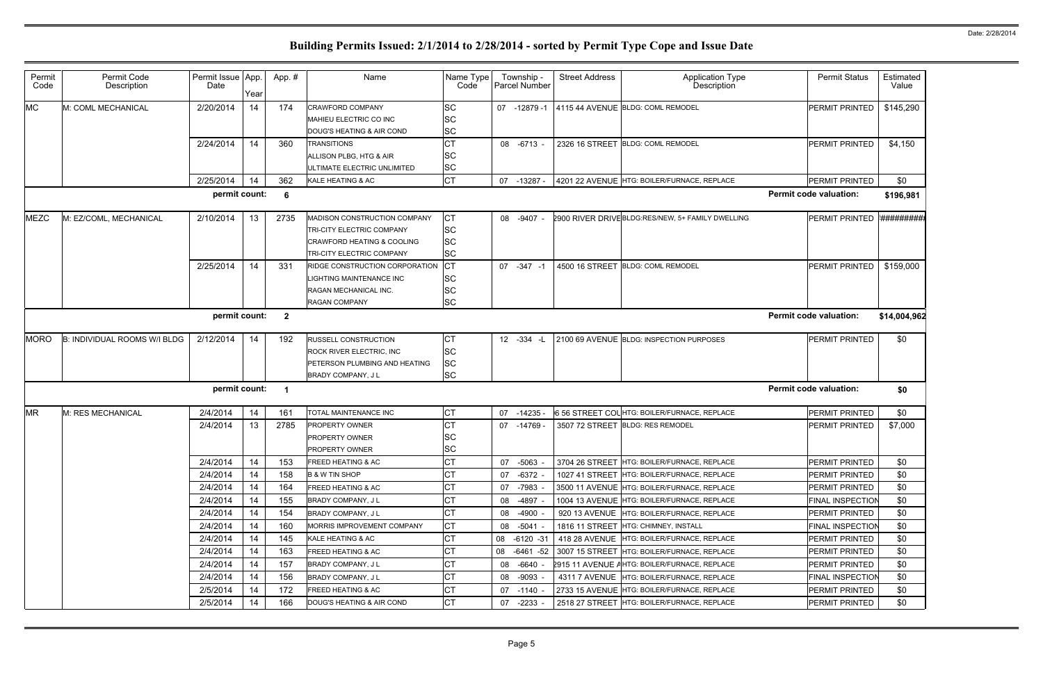# Building Permits Issued: 2/1/2014 to 2/28/2014 - sorted by Permit Type Cope and Issue Date

| Permit Code | Permit Code Description | Permit Issue Date | App. Year | App. # | Name | Name Type Code | Township - Parcel Number | Street Address | Application Type Description | Permit Status | Estimated Value |
|---|---|---|---|---|---|---|---|---|---|---|---|
| MC | M: COML MECHANICAL | 2/20/2014 | 14 | 174 | CRAWFORD COMPANY | SC | 07 -12879 -1 | 4115 44 AVENUE | BLDG: COML REMODEL | PERMIT PRINTED | $145,290 |
| | | | | | MAHIEU ELECTRIC CO INC | SC | | | | | |
| | | | | | DOUG'S HEATING & AIR COND | SC | | | | | |
| | | 2/24/2014 | 14 | 360 | TRANSITIONS | CT | 08 -6713 - | 2326 16 STREET | BLDG: COML REMODEL | PERMIT PRINTED | $4,150 |
| | | | | | ALLISON PLBG, HTG & AIR | SC | | | | | |
| | | | | | ULTIMATE ELECTRIC UNLIMITED | SC | | | | | |
| | | 2/25/2014 | 14 | 362 | KALE HEATING & AC | CT | 07 -13287 - | 4201 22 AVENUE | HTG: BOILER/FURNACE, REPLACE | PERMIT PRINTED | $0 |
| | | permit count: | | 6 | | | | | | Permit code valuation: | $196,981 |
| MEZC | M: EZ/COML, MECHANICAL | 2/10/2014 | 13 | 2735 | MADISON CONSTRUCTION COMPANY | CT | 08 -9407 - | 2900 RIVER DRIVE | BLDG:RES/NEW, 5+ FAMILY DWELLING | PERMIT PRINTED | ########## |
| | | | | | TRI-CITY ELECTRIC COMPANY | SC | | | | | |
| | | | | | CRAWFORD HEATING & COOLING | SC | | | | | |
| | | | | | TRI-CITY ELECTRIC COMPANY | SC | | | | | |
| | | 2/25/2014 | 14 | 331 | RIDGE CONSTRUCTION CORPORATION | CT | 07 -347 -1 | 4500 16 STREET | BLDG: COML REMODEL | PERMIT PRINTED | $159,000 |
| | | | | | LIGHTING MAINTENANCE INC | SC | | | | | |
| | | | | | RAGAN MECHANICAL INC. | SC | | | | | |
| | | | | | RAGAN COMPANY | SC | | | | | |
| | | permit count: | | 2 | | | | | | Permit code valuation: | $14,004,962 |
| MORO | B: INDIVIDUAL ROOMS W/I BLDG | 2/12/2014 | 14 | 192 | RUSSELL CONSTRUCTION | CT | 12 -334 -L | 2100 69 AVENUE | BLDG: INSPECTION PURPOSES | PERMIT PRINTED | $0 |
| | | | | | ROCK RIVER ELECTRIC, INC | SC | | | | | |
| | | | | | PETERSON PLUMBING AND HEATING | SC | | | | | |
| | | | | | BRADY COMPANY, J L | SC | | | | | |
| | | permit count: | | 1 | | | | | | Permit code valuation: | $0 |
| MR | M: RES MECHANICAL | 2/4/2014 | 14 | 161 | TOTAL MAINTENANCE INC | CT | 07 -14235 - | 6 56 STREET COU | HTG: BOILER/FURNACE, REPLACE | PERMIT PRINTED | $0 |
| | | 2/4/2014 | 13 | 2785 | PROPERTY OWNER | CT | 07 -14769 - | 3507 72 STREET | BLDG: RES REMODEL | PERMIT PRINTED | $7,000 |
| | | | | | PROPERTY OWNER | SC | | | | | |
| | | | | | PROPERTY OWNER | SC | | | | | |
| | | 2/4/2014 | 14 | 153 | FREED HEATING & AC | CT | 07 -5063 - | 3704 26 STREET | HTG: BOILER/FURNACE, REPLACE | PERMIT PRINTED | $0 |
| | | 2/4/2014 | 14 | 158 | B & W TIN SHOP | CT | 07 -6372 - | 1027 41 STREET | HTG: BOILER/FURNACE, REPLACE | PERMIT PRINTED | $0 |
| | | 2/4/2014 | 14 | 164 | FREED HEATING & AC | CT | 07 -7983 - | 3500 11 AVENUE | HTG: BOILER/FURNACE, REPLACE | PERMIT PRINTED | $0 |
| | | 2/4/2014 | 14 | 155 | BRADY COMPANY, J L | CT | 08 -4897 - | 1004 13 AVENUE | HTG: BOILER/FURNACE, REPLACE | FINAL INSPECTION | $0 |
| | | 2/4/2014 | 14 | 154 | BRADY COMPANY, J L | CT | 08 -4900 - | 920 13 AVENUE | HTG: BOILER/FURNACE, REPLACE | PERMIT PRINTED | $0 |
| | | 2/4/2014 | 14 | 160 | MORRIS IMPROVEMENT COMPANY | CT | 08 -5041 - | 1816 11 STREET | HTG: CHIMNEY, INSTALL | FINAL INSPECTION | $0 |
| | | 2/4/2014 | 14 | 145 | KALE HEATING & AC | CT | 08 -6120 -31 | 418 28 AVENUE | HTG: BOILER/FURNACE, REPLACE | PERMIT PRINTED | $0 |
| | | 2/4/2014 | 14 | 163 | FREED HEATING & AC | CT | 08 -6461 -52 | 3007 15 STREET | HTG: BOILER/FURNACE, REPLACE | PERMIT PRINTED | $0 |
| | | 2/4/2014 | 14 | 157 | BRADY COMPANY, J L | CT | 08 -6640 - | 2915 11 AVENUE A | HTG: BOILER/FURNACE, REPLACE | PERMIT PRINTED | $0 |
| | | 2/4/2014 | 14 | 156 | BRADY COMPANY, J L | CT | 08 -9093 - | 4311 7 AVENUE | HTG: BOILER/FURNACE, REPLACE | FINAL INSPECTION | $0 |
| | | 2/5/2014 | 14 | 172 | FREED HEATING & AC | CT | 07 -1140 - | 2733 15 AVENUE | HTG: BOILER/FURNACE, REPLACE | PERMIT PRINTED | $0 |
| | | 2/5/2014 | 14 | 166 | DOUG'S HEATING & AIR COND | CT | 07 -2233 - | 2518 27 STREET | HTG: BOILER/FURNACE, REPLACE | PERMIT PRINTED | $0 |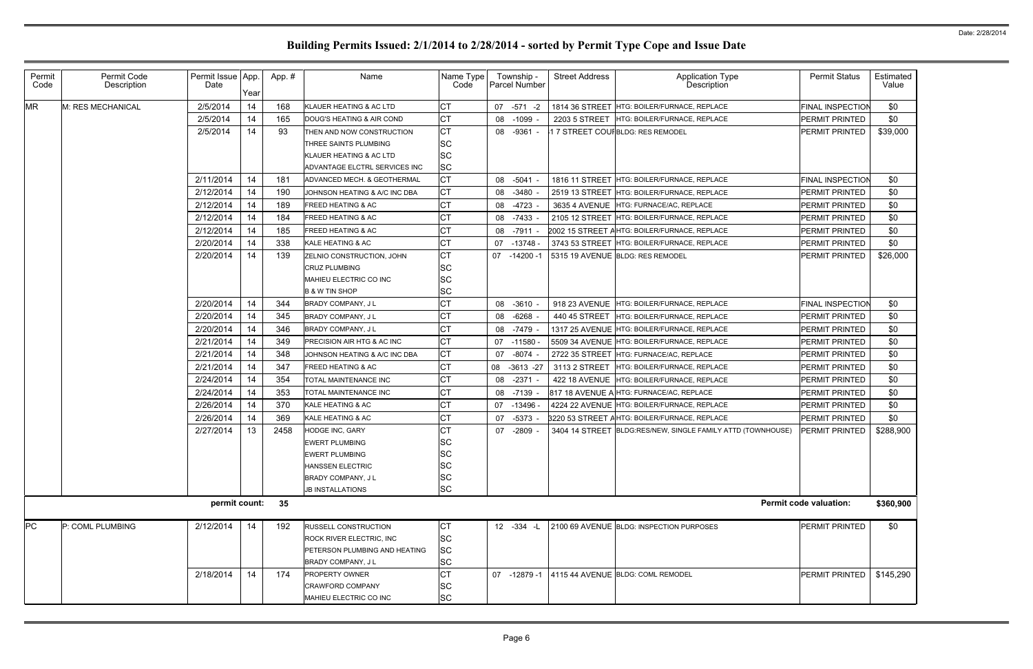# Building Permits Issued: 2/1/2014 to 2/28/2014 - sorted by Permit Type Cope and Issue Date

| Permit Code | Permit Code Description | Permit Issue Date | App. Year | App. # | Name | Name Type Code | Township - Parcel Number | Street Address | Application Type Description | Permit Status | Estimated Value |
|---|---|---|---|---|---|---|---|---|---|---|---|
| MR | M: RES MECHANICAL | 2/5/2014 | 14 | 168 | KLAUER HEATING & AC LTD | CT | 07 -571 -2 | 1814 36 STREET | HTG: BOILER/FURNACE, REPLACE | FINAL INSPECTION | $0 |
| | | 2/5/2014 | 14 | 165 | DOUG'S HEATING & AIR COND | CT | 08 -1099 - | 2203 5 STREET | HTG: BOILER/FURNACE, REPLACE | PERMIT PRINTED | $0 |
| | | 2/5/2014 | 14 | 93 | THEN AND NOW CONSTRUCTION | CT | 08 -9361 - | 1 7 STREET COUF | BLDG: RES REMODEL | PERMIT PRINTED | $39,000 |
| | | | | | THREE SAINTS PLUMBING | SC | | | | | |
| | | | | | KLAUER HEATING & AC LTD | SC | | | | | |
| | | | | | ADVANTAGE ELCTRL SERVICES INC | SC | | | | | |
| | | 2/11/2014 | 14 | 181 | ADVANCED MECH. & GEOTHERMAL | CT | 08 -5041 - | 1816 11 STREET | HTG: BOILER/FURNACE, REPLACE | FINAL INSPECTION | $0 |
| | | 2/12/2014 | 14 | 190 | JOHNSON HEATING & A/C INC DBA | CT | 08 -3480 - | 2519 13 STREET | HTG: BOILER/FURNACE, REPLACE | PERMIT PRINTED | $0 |
| | | 2/12/2014 | 14 | 189 | FREED HEATING & AC | CT | 08 -4723 - | 3635 4 AVENUE | HTG: FURNACE/AC, REPLACE | PERMIT PRINTED | $0 |
| | | 2/12/2014 | 14 | 184 | FREED HEATING & AC | CT | 08 -7433 - | 2105 12 STREET | HTG: BOILER/FURNACE, REPLACE | PERMIT PRINTED | $0 |
| | | 2/12/2014 | 14 | 185 | FREED HEATING & AC | CT | 08 -7911 - | 2002 15 STREET A | HTG: BOILER/FURNACE, REPLACE | PERMIT PRINTED | $0 |
| | | 2/20/2014 | 14 | 338 | KALE HEATING & AC | CT | 07 -13748 - | 3743 53 STREET | HTG: BOILER/FURNACE, REPLACE | PERMIT PRINTED | $0 |
| | | 2/20/2014 | 14 | 139 | ZELNIO CONSTRUCTION, JOHN | CT | 07 -14200 -1 | 5315 19 AVENUE | BLDG: RES REMODEL | PERMIT PRINTED | $26,000 |
| | | | | | CRUZ PLUMBING | SC | | | | | |
| | | | | | MAHIEU ELECTRIC CO INC | SC | | | | | |
| | | | | | B & W TIN SHOP | SC | | | | | |
| | | 2/20/2014 | 14 | 344 | BRADY COMPANY, J L | CT | 08 -3610 - | 918 23 AVENUE | HTG: BOILER/FURNACE, REPLACE | FINAL INSPECTION | $0 |
| | | 2/20/2014 | 14 | 345 | BRADY COMPANY, J L | CT | 08 -6268 - | 440 45 STREET | HTG: BOILER/FURNACE, REPLACE | PERMIT PRINTED | $0 |
| | | 2/20/2014 | 14 | 346 | BRADY COMPANY, J L | CT | 08 -7479 - | 1317 25 AVENUE | HTG: BOILER/FURNACE, REPLACE | PERMIT PRINTED | $0 |
| | | 2/21/2014 | 14 | 349 | PRECISION AIR HTG & AC INC | CT | 07 -11580 - | 5509 34 AVENUE | HTG: BOILER/FURNACE, REPLACE | PERMIT PRINTED | $0 |
| | | 2/21/2014 | 14 | 348 | JOHNSON HEATING & A/C INC DBA | CT | 07 -8074 - | 2722 35 STREET | HTG: FURNACE/AC, REPLACE | PERMIT PRINTED | $0 |
| | | 2/21/2014 | 14 | 347 | FREED HEATING & AC | CT | 08 -3613 -27 | 3113 2 STREET | HTG: BOILER/FURNACE, REPLACE | PERMIT PRINTED | $0 |
| | | 2/24/2014 | 14 | 354 | TOTAL MAINTENANCE INC | CT | 08 -2371 - | 422 18 AVENUE | HTG: BOILER/FURNACE, REPLACE | PERMIT PRINTED | $0 |
| | | 2/24/2014 | 14 | 353 | TOTAL MAINTENANCE INC | CT | 08 -7139 - | 817 18 AVENUE A | HTG: FURNACE/AC, REPLACE | PERMIT PRINTED | $0 |
| | | 2/26/2014 | 14 | 370 | KALE HEATING & AC | CT | 07 -13496 - | 4224 22 AVENUE | HTG: BOILER/FURNACE, REPLACE | PERMIT PRINTED | $0 |
| | | 2/26/2014 | 14 | 369 | KALE HEATING & AC | CT | 07 -5373 - | 3220 53 STREET A | HTG: BOILER/FURNACE, REPLACE | PERMIT PRINTED | $0 |
| | | 2/27/2014 | 13 | 2458 | HODGE INC, GARY | CT | 07 -2809 - | 3404 14 STREET | BLDG:RES/NEW, SINGLE FAMILY ATTD (TOWNHOUSE) | PERMIT PRINTED | $288,900 |
| | | | | | EWERT PLUMBING | SC | | | | | |
| | | | | | EWERT PLUMBING | SC | | | | | |
| | | | | | HANSSEN ELECTRIC | SC | | | | | |
| | | | | | BRADY COMPANY, J L | SC | | | | | |
| | | | | | JB INSTALLATIONS | SC | | | | | |
| | | **permit count:** | | **35** | | | | | | **Permit code valuation:** | **$360,900** |
| PC | P: COML PLUMBING | 2/12/2014 | 14 | 192 | RUSSELL CONSTRUCTION | CT | 12 -334 -L | 2100 69 AVENUE | BLDG: INSPECTION PURPOSES | PERMIT PRINTED | $0 |
| | | | | | ROCK RIVER ELECTRIC, INC | SC | | | | | |
| | | | | | PETERSON PLUMBING AND HEATING | SC | | | | | |
| | | | | | BRADY COMPANY, J L | SC | | | | | |
| | | 2/18/2014 | 14 | 174 | PROPERTY OWNER | CT | 07 -12879 -1 | 4115 44 AVENUE | BLDG: COML REMODEL | PERMIT PRINTED | $145,290 |
| | | | | | CRAWFORD COMPANY | SC | | | | | |
| | | | | | MAHIEU ELECTRIC CO INC | SC | | | | | |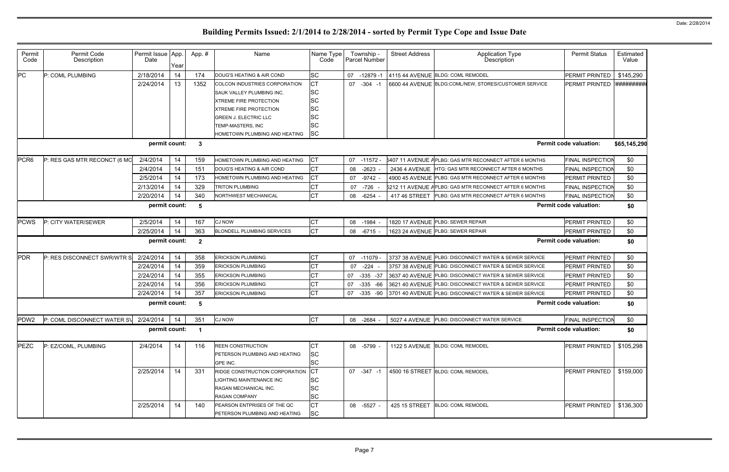# Building Permits Issued: 2/1/2014 to 2/28/2014 - sorted by Permit Type Cope and Issue Date

| Permit Code | Permit Code Description | Permit Issue Date | App. Year | App. # | Name | Name Type Code | Township - Parcel Number | Street Address | Application Type Description | Permit Status | Estimated Value |
|---|---|---|---|---|---|---|---|---|---|---|---|
| PC | P: COML PLUMBING | 2/18/2014 | 14 | 174 | DOUG'S HEATING & AIR COND | SC | 07 -12879 -1 | 4115 44 AVENUE | BLDG: COML REMODEL | PERMIT PRINTED | $145,290 |
| | | 2/24/2014 | 13 | 1352 | COLCON INDUSTRIES CORPORATION | CT | 07 -304 -1 | 6600 44 AVENUE | BLDG:COML/NEW, STORES/CUSTOMER SERVICE | PERMIT PRINTED | ########## |
| | | | | | SAUK VALLEY PLUMBING INC. | SC | | | | | |
| | | | | | XTREME FIRE PROTECTION | SC | | | | | |
| | | | | | XTREME FIRE PROTECTION | SC | | | | | |
| | | | | | GREEN J. ELECTRIC LLC | SC | | | | | |
| | | | | | TEMP-MASTERS, INC | SC | | | | | |
| | | | | | HOMETOWN PLUMBING AND HEATING | SC | | | | | |
| | | **permit count:** | | **3** | | | | | | **Permit code valuation:** | **$65,145,290** |
| PCR6 | P: RES GAS MTR RECONCT (6 MO | 2/4/2014 | 14 | 159 | HOMETOWN PLUMBING AND HEATING | CT | 07 -11572 - | 5407 11 AVENUE A | PLBG: GAS MTR RECONNECT AFTER 6 MONTHS | FINAL INSPECTION | $0 |
| | | 2/4/2014 | 14 | 151 | DOUG'S HEATING & AIR COND | CT | 08 -2623 - | 2436 4 AVENUE | HTG: GAS MTR RECONNECT AFTER 6 MONTHS | FINAL INSPECTION | $0 |
| | | 2/5/2014 | 14 | 173 | HOMETOWN PLUMBING AND HEATING | CT | 07 -9742 - | 4900 45 AVENUE | PLBG: GAS MTR RECONNECT AFTER 6 MONTHS | PERMIT PRINTED | $0 |
| | | 2/13/2014 | 14 | 329 | TRITON PLUMBING | CT | 07 -726 - | 5212 11 AVENUE A | PLBG: GAS MTR RECONNECT AFTER 6 MONTHS | FINAL INSPECTION | $0 |
| | | 2/20/2014 | 14 | 340 | NORTHWEST MECHANICAL | CT | 08 -6254 - | 417 46 STREET | PLBG: GAS MTR RECONNECT AFTER 6 MONTHS | FINAL INSPECTION | $0 |
| | | **permit count:** | | **5** | | | | | | **Permit code valuation:** | **$0** |
| PCWS | P: CITY WATER/SEWER | 2/5/2014 | 14 | 167 | CJ NOW | CT | 08 -1984 - | 1820 17 AVENUE | PLBG: SEWER REPAIR | PERMIT PRINTED | $0 |
| | | 2/25/2014 | 14 | 363 | BLONDELL PLUMBING SERVICES | CT | 08 -6715 - | 1623 24 AVENUE | PLBG: SEWER REPAIR | PERMIT PRINTED | $0 |
| | | **permit count:** | | **2** | | | | | | **Permit code valuation:** | **$0** |
| PDR | P: RES DISCONNECT SWR/WTR S | 2/24/2014 | 14 | 358 | ERICKSON PLUMBING | CT | 07 -11079 - | 3737 38 AVENUE | PLBG: DISCONNECT WATER & SEWER SERVICE | PERMIT PRINTED | $0 |
| | | 2/24/2014 | 14 | 359 | ERICKSON PLUMBING | CT | 07 -224 - | 3757 38 AVENUE | PLBG: DISCONNECT WATER & SEWER SERVICE | PERMIT PRINTED | $0 |
| | | 2/24/2014 | 14 | 355 | ERICKSON PLUMBING | CT | 07 -335 -37 | 3637 40 AVENUE | PLBG: DISCONNECT WATER & SEWER SERVICE | PERMIT PRINTED | $0 |
| | | 2/24/2014 | 14 | 356 | ERICKSON PLUMBING | CT | 07 -335 -66 | 3621 40 AVENUE | PLBG: DISCONNECT WATER & SEWER SERVICE | PERMIT PRINTED | $0 |
| | | 2/24/2014 | 14 | 357 | ERICKSON PLUMBING | CT | 07 -335 -90 | 3701 40 AVENUE | PLBG: DISCONNECT WATER & SEWER SERVICE | PERMIT PRINTED | $0 |
| | | **permit count:** | | **5** | | | | | | **Permit code valuation:** | **$0** |
| PDW2 | P: COML DISCONNECT WATER SV | 2/24/2014 | 14 | 351 | CJ NOW | CT | 08 -2684 - | 5027 4 AVENUE | PLBG: DISCONNECT WATER SERVICE | FINAL INSPECTION | $0 |
| | | **permit count:** | | **1** | | | | | | **Permit code valuation:** | **$0** |
| PEZC | P: EZ/COML, PLUMBING | 2/4/2014 | 14 | 116 | REEN CONSTRUCTION | CT | 08 -5799 - | 1122 5 AVENUE | BLDG: COML REMODEL | PERMIT PRINTED | $105,298 |
| | | | | | PETERSON PLUMBING AND HEATING | SC | | | | | |
| | | | | | GPE INC. | SC | | | | | |
| | | 2/25/2014 | 14 | 331 | RIDGE CONSTRUCTION CORPORATION | CT | 07 -347 -1 | 4500 16 STREET | BLDG: COML REMODEL | PERMIT PRINTED | $159,000 |
| | | | | | LIGHTING MAINTENANCE INC | SC | | | | | |
| | | | | | RAGAN MECHANICAL INC. | SC | | | | | |
| | | | | | RAGAN COMPANY | SC | | | | | |
| | | 2/25/2014 | 14 | 140 | PEARSON ENTPRISES OF THE QC | CT | 08 -5527 - | 425 15 STREET | BLDG: COML REMODEL | PERMIT PRINTED | $136,300 |
| | | | | | PETERSON PLUMBING AND HEATING | SC | | | | | |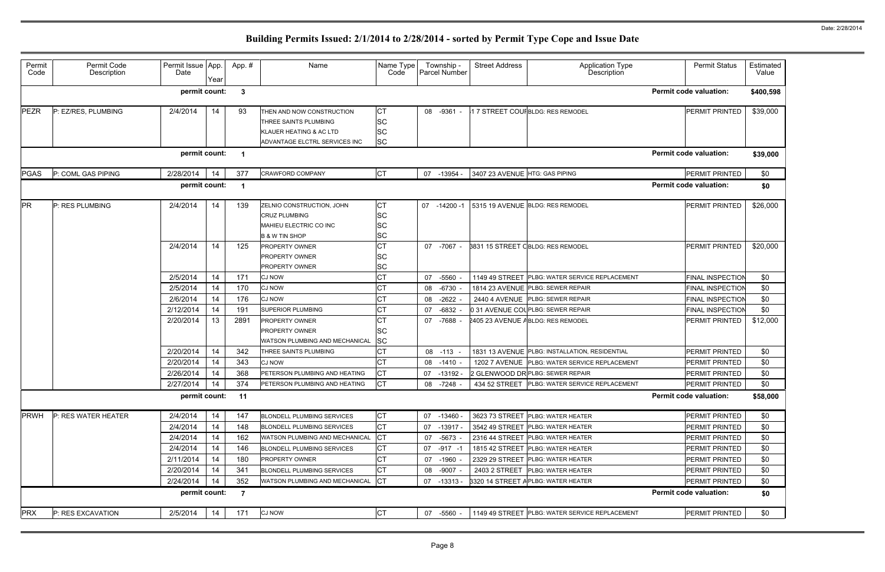# Building Permits Issued: 2/1/2014 to 2/28/2014 - sorted by Permit Type Cope and Issue Date

| Permit Code | Permit Code Description | Permit Issue Date | App. Year | App. # | Name | Name Type Code | Township - Parcel Number | Street Address | Application Type Description | Permit Status | Estimated Value |
|---|---|---|---|---|---|---|---|---|---|---|---|
| | | permit count: | | 3 | | | | | | Permit code valuation: | $400,598 |
| PEZR | P: EZ/RES, PLUMBING | 2/4/2014 | 14 | 93 | THEN AND NOW CONSTRUCTION | CT | 08 -9361 - | 1 7 STREET COUF | BLDG: RES REMODEL | PERMIT PRINTED | $39,000 |
| | | | | | THREE SAINTS PLUMBING | SC | | | | | |
| | | | | | KLAUER HEATING & AC LTD | SC | | | | | |
| | | | | | ADVANTAGE ELCTRL SERVICES INC | SC | | | | | |
| | | permit count: | | 1 | | | | | | Permit code valuation: | $39,000 |
| PGAS | P: COML GAS PIPING | 2/28/2014 | 14 | 377 | CRAWFORD COMPANY | CT | 07 -13954 - | 3407 23 AVENUE | HTG: GAS PIPING | PERMIT PRINTED | $0 |
| | | permit count: | | 1 | | | | | | Permit code valuation: | $0 |
| PR | P: RES PLUMBING | 2/4/2014 | 14 | 139 | ZELNIO CONSTRUCTION, JOHN | CT | 07 -14200 -1 | 5315 19 AVENUE | BLDG: RES REMODEL | PERMIT PRINTED | $26,000 |
| | | | | | CRUZ PLUMBING | SC | | | | | |
| | | | | | MAHIEU ELECTRIC CO INC | SC | | | | | |
| | | | | | B & W TIN SHOP | SC | | | | | |
| | | 2/4/2014 | 14 | 125 | PROPERTY OWNER | CT | 07 -7067 - | 3831 15 STREET C | BLDG: RES REMODEL | PERMIT PRINTED | $20,000 |
| | | | | | PROPERTY OWNER | SC | | | | | |
| | | | | | PROPERTY OWNER | SC | | | | | |
| | | 2/5/2014 | 14 | 171 | CJ NOW | CT | 07 -5560 - | 1149 49 STREET | PLBG: WATER SERVICE REPLACEMENT | FINAL INSPECTION | $0 |
| | | 2/5/2014 | 14 | 170 | CJ NOW | CT | 08 -6730 - | 1814 23 AVENUE | PLBG: SEWER REPAIR | FINAL INSPECTION | $0 |
| | | 2/6/2014 | 14 | 176 | CJ NOW | CT | 08 -2622 - | 2440 4 AVENUE | PLBG: SEWER REPAIR | FINAL INSPECTION | $0 |
| | | 2/12/2014 | 14 | 191 | SUPERIOR PLUMBING | CT | 07 -6832 - | 0 31 AVENUE COU | PLBG: SEWER REPAIR | FINAL INSPECTION | $0 |
| | | 2/20/2014 | 13 | 2891 | PROPERTY OWNER | CT | 07 -7688 - | 2405 23 AVENUE A | BLDG: RES REMODEL | PERMIT PRINTED | $12,000 |
| | | | | | PROPERTY OWNER | SC | | | | | |
| | | | | | WATSON PLUMBING AND MECHANICAL | SC | | | | | |
| | | 2/20/2014 | 14 | 342 | THREE SAINTS PLUMBING | CT | 08 -113 - | 1831 13 AVENUE | PLBG: INSTALLATION, RESIDENTIAL | PERMIT PRINTED | $0 |
| | | 2/20/2014 | 14 | 343 | CJ NOW | CT | 08 -1410 - | 1202 7 AVENUE | PLBG: WATER SERVICE REPLACEMENT | PERMIT PRINTED | $0 |
| | | 2/26/2014 | 14 | 368 | PETERSON PLUMBING AND HEATING | CT | 07 -13192 - | 2 GLENWOOD DR | PLBG: SEWER REPAIR | PERMIT PRINTED | $0 |
| | | 2/27/2014 | 14 | 374 | PETERSON PLUMBING AND HEATING | CT | 08 -7248 - | 434 52 STREET | PLBG: WATER SERVICE REPLACEMENT | PERMIT PRINTED | $0 |
| | | permit count: | | 11 | | | | | | Permit code valuation: | $58,000 |
| PRWH | P: RES WATER HEATER | 2/4/2014 | 14 | 147 | BLONDELL PLUMBING SERVICES | CT | 07 -13460 - | 3623 73 STREET | PLBG: WATER HEATER | PERMIT PRINTED | $0 |
| | | 2/4/2014 | 14 | 148 | BLONDELL PLUMBING SERVICES | CT | 07 -13917 - | 3542 49 STREET | PLBG: WATER HEATER | PERMIT PRINTED | $0 |
| | | 2/4/2014 | 14 | 162 | WATSON PLUMBING AND MECHANICAL | CT | 07 -5673 - | 2316 44 STREET | PLBG: WATER HEATER | PERMIT PRINTED | $0 |
| | | 2/4/2014 | 14 | 146 | BLONDELL PLUMBING SERVICES | CT | 07 -917 -1 | 1815 42 STREET | PLBG: WATER HEATER | PERMIT PRINTED | $0 |
| | | 2/11/2014 | 14 | 180 | PROPERTY OWNER | CT | 07 -1960 - | 2329 29 STREET | PLBG: WATER HEATER | PERMIT PRINTED | $0 |
| | | 2/20/2014 | 14 | 341 | BLONDELL PLUMBING SERVICES | CT | 08 -9007 - | 2403 2 STREET | PLBG: WATER HEATER | PERMIT PRINTED | $0 |
| | | 2/24/2014 | 14 | 352 | WATSON PLUMBING AND MECHANICAL | CT | 07 -13313 - | 3320 14 STREET A | PLBG: WATER HEATER | PERMIT PRINTED | $0 |
| | | permit count: | | 7 | | | | | | Permit code valuation: | $0 |
| PRX | P: RES EXCAVATION | 2/5/2014 | 14 | 171 | CJ NOW | CT | 07 -5560 - | 1149 49 STREET | PLBG: WATER SERVICE REPLACEMENT | PERMIT PRINTED | $0 |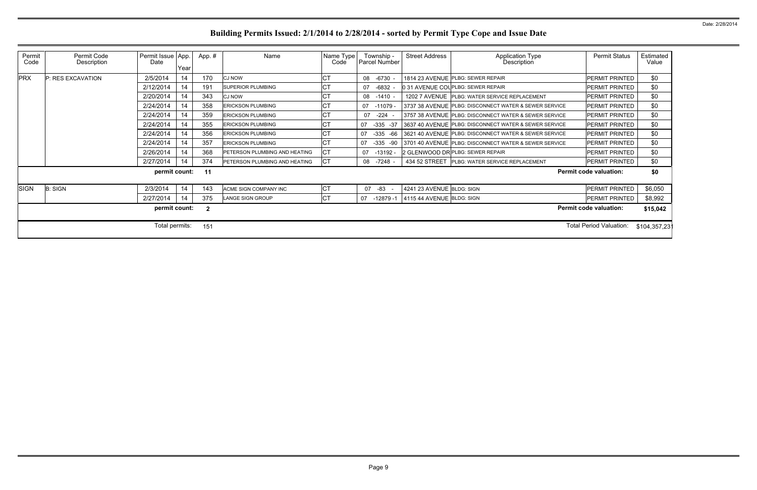# Building Permits Issued: 2/1/2014 to 2/28/2014 - sorted by Permit Type Cope and Issue Date

Date: 2/28/2014

| Permit Code | Permit Code Description | Permit Issue Date | App. Year | App. # | Name | Name Type Code | Township - Parcel Number | Street Address | Application Type Description | Permit Status | Estimated Value |
|---|---|---|---|---|---|---|---|---|---|---|---|
| PRX | P: RES EXCAVATION | 2/5/2014 | 14 | 170 | CJ NOW | CT | 08 -6730 - | 1814 23 AVENUE | PLBG: SEWER REPAIR | PERMIT PRINTED | $0 |
| | | 2/12/2014 | 14 | 191 | SUPERIOR PLUMBING | CT | 07 -6832 - | 0 31 AVENUE COU | PLBG: SEWER REPAIR | PERMIT PRINTED | $0 |
| | | 2/20/2014 | 14 | 343 | CJ NOW | CT | 08 -1410 - | 1202 7 AVENUE | PLBG: WATER SERVICE REPLACEMENT | PERMIT PRINTED | $0 |
| | | 2/24/2014 | 14 | 358 | ERICKSON PLUMBING | CT | 07 -11079 - | 3737 38 AVENUE | PLBG: DISCONNECT WATER & SEWER SERVICE | PERMIT PRINTED | $0 |
| | | 2/24/2014 | 14 | 359 | ERICKSON PLUMBING | CT | 07 -224 - | 3757 38 AVENUE | PLBG: DISCONNECT WATER & SEWER SERVICE | PERMIT PRINTED | $0 |
| | | 2/24/2014 | 14 | 355 | ERICKSON PLUMBING | CT | 07 -335 -37 | 3637 40 AVENUE | PLBG: DISCONNECT WATER & SEWER SERVICE | PERMIT PRINTED | $0 |
| | | 2/24/2014 | 14 | 356 | ERICKSON PLUMBING | CT | 07 -335 -66 | 3621 40 AVENUE | PLBG: DISCONNECT WATER & SEWER SERVICE | PERMIT PRINTED | $0 |
| | | 2/24/2014 | 14 | 357 | ERICKSON PLUMBING | CT | 07 -335 -90 | 3701 40 AVENUE | PLBG: DISCONNECT WATER & SEWER SERVICE | PERMIT PRINTED | $0 |
| | | 2/26/2014 | 14 | 368 | PETERSON PLUMBING AND HEATING | CT | 07 -13192 - | 2 GLENWOOD DR | PLBG: SEWER REPAIR | PERMIT PRINTED | $0 |
| | | 2/27/2014 | 14 | 374 | PETERSON PLUMBING AND HEATING | CT | 08 -7248 - | 434 52 STREET | PLBG: WATER SERVICE REPLACEMENT | PERMIT PRINTED | $0 |
| | | permit count: | | 11 | | | | | | Permit code valuation: | $0 |
| SIGN | B: SIGN | 2/3/2014 | 14 | 143 | ACME SIGN COMPANY INC | CT | 07 -83 - | 4241 23 AVENUE | BLDG: SIGN | PERMIT PRINTED | $6,050 |
| | | 2/27/2014 | 14 | 375 | LANGE SIGN GROUP | CT | 07 -12879 -1 | 4115 44 AVENUE | BLDG: SIGN | PERMIT PRINTED | $8,992 |
| | | permit count: | | 2 | | | | | | Permit code valuation: | $15,042 |
| | | Total permits: | | 151 | | | | | | Total Period Valuation: | $104,357,231 |